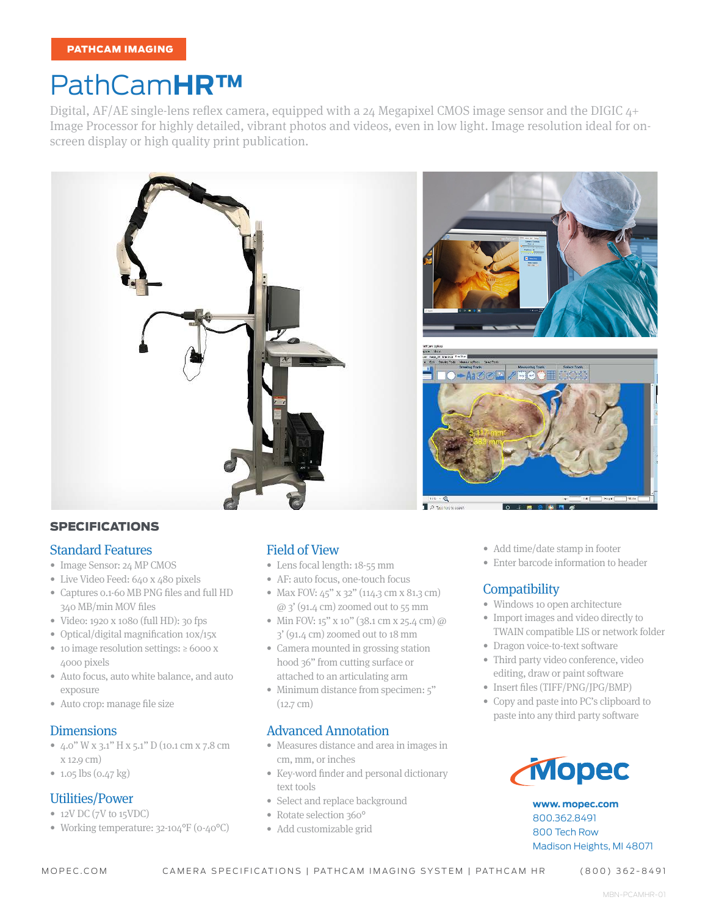**PATHCAM IMAGING**

# PathCam**HR™**

Digital, AF/AE single-lens reflex camera, equipped with a 24 Megapixel CMOS image sensor and the DIGIC 4+ Image Processor for highly detailed, vibrant photos and videos, even in low light. Image resolution ideal for on-screen display or high quality print publication.

## SPECIFICATIONS

### Standard Features

- Image Sensor: 24 MP CMOS
- Live Video Feed: 640 x 480 pixels
- Captures 0.1-60 MB PNG files and full HD 340 MB/min MOV files
- Video: 1920 x 1080 (full HD): 30 fps
- Optical/digital magnification 10x/15x
- 10 image resolution settings: ≥ 6000 x 4000 pixels
- Auto focus, auto white balance, and auto exposure
- Auto crop: manage file size

### Dimensions

- 4.0" W x 3.1" H x 5.1" D (10.1 cm x 7.8 cm x 12.9 cm)
- 1.05 lbs (0.47 kg)

### Utilities/Power

- 12V DC (7V to 15VDC)
- Working temperature: 32-104°F (0-40°C)

### Field of View

- Lens focal length: 18-55 mm
- AF: auto focus, one-touch focus
- Max FOV: 45" x 32" (114.3 cm x 81.3 cm) @ 3' (91.4 cm) zoomed out to 55 mm
- Min FOV: 15" x 10" (38.1 cm x 25.4 cm) @ 3' (91.4 cm) zoomed out to 18 mm
- Camera mounted in grossing station hood 36" from cutting surface or attached to an articulating arm
- Minimum distance from specimen: 5" (12.7 cm)

### Advanced Annotation

- Measures distance and area in images in cm, mm, or inches
- Key-word finder and personal dictionary text tools
- Select and replace background
- Rotate selection 360°
- Add customizable grid
- Add time/date stamp in footer
- Enter barcode information to header

### Compatibility

- Windows 10 open architecture
- Import images and video directly to TWAIN compatible LIS or network folder
- Dragon voice-to-text software
- Third party video conference, video editing, draw or paint software
- Insert files (TIFF/PNG/JPG/BMP)
- Copy and paste into PC's clipboard to paste into any third party software

**Mopec**

**www.mopec.com**
800.362.8491
800 Tech Row
Madison Heights, MI 48071

MBN-PCAMHR-01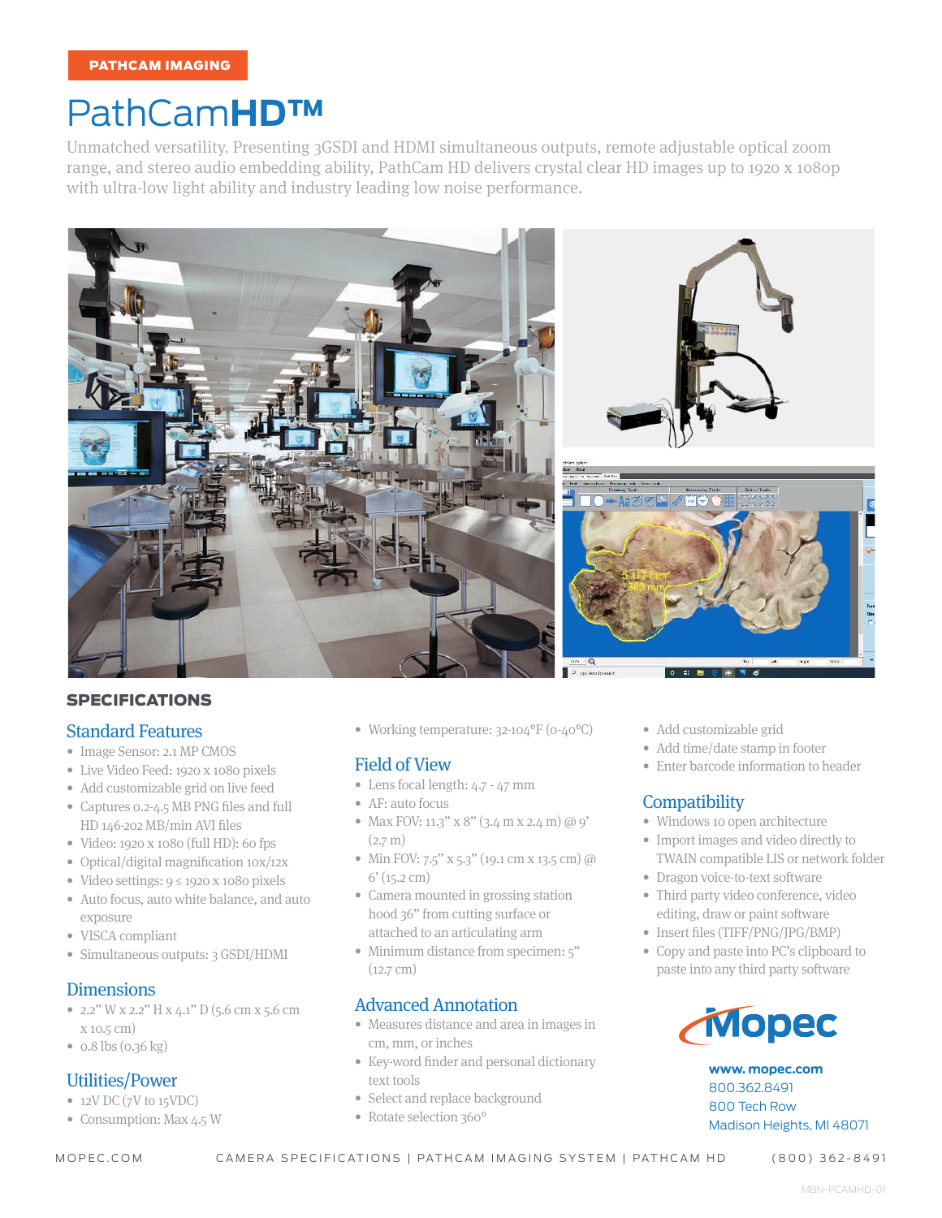PATHCAM IMAGING

# PathCam**HD™**

Unmatched versatility. Presenting 3GSDI and HDMI simultaneous outputs, remote adjustable optical zoom range, and stereo audio embedding ability, PathCam HD delivers crystal clear HD images up to 1920 x 1080p with ultra-low light ability and industry leading low noise performance.

## SPECIFICATIONS

### Standard Features

- Image Sensor: 2.1 MP CMOS
- Live Video Feed: 1920 x 1080 pixels
- Add customizable grid on live feed
- Captures 0.2-4.5 MB PNG files and full HD 146-202 MB/min AVI files
- Video: 1920 x 1080 (full HD): 60 fps
- Optical/digital magnification 10x/12x
- Video settings: 9 ≤ 1920 x 1080 pixels
- Auto focus, auto white balance, and auto exposure
- VISCA compliant
- Simultaneous outputs: 3 GSDI/HDMI

### Dimensions

- 2.2" W x 2.2" H x 4.1" D (5.6 cm x 5.6 cm x 10.5 cm)
- 0.8 lbs (0.36 kg)

### Utilities/Power

- 12V DC (7V to 15VDC)
- Consumption: Max 4.5 W

- Working temperature: 32-104°F (0-40°C)

### Field of View

- Lens focal length: 4.7 - 47 mm
- AF: auto focus
- Max FOV: 11.3" x 8" (3.4 m x 2.4 m) @ 9' (2.7 m)
- Min FOV: 7.5" x 5.3" (19.1 cm x 13.5 cm) @ 6' (15.2 cm)
- Camera mounted in grossing station hood 36" from cutting surface or attached to an articulating arm
- Minimum distance from specimen: 5" (12.7 cm)

### Advanced Annotation

- Measures distance and area in images in cm, mm, or inches
- Key-word finder and personal dictionary text tools
- Select and replace background
- Rotate selection 360°
- Add customizable grid
- Add time/date stamp in footer
- Enter barcode information to header

### Compatibility

- Windows 10 open architecture
- Import images and video directly to TWAIN compatible LIS or network folder
- Dragon voice-to-text software
- Third party video conference, video editing, draw or paint software
- Insert files (TIFF/PNG/JPG/BMP)
- Copy and paste into PC's clipboard to paste into any third party software

Mopec

**www. mopec.com**
800.362.8491
800 Tech Row
Madison Heights, MI 48071

MOPEC.COM | CAMERA SPECIFICATIONS | PATHCAM IMAGING SYSTEM | PATHCAM HD | (800) 362-8491

MBN-PCAMHD-01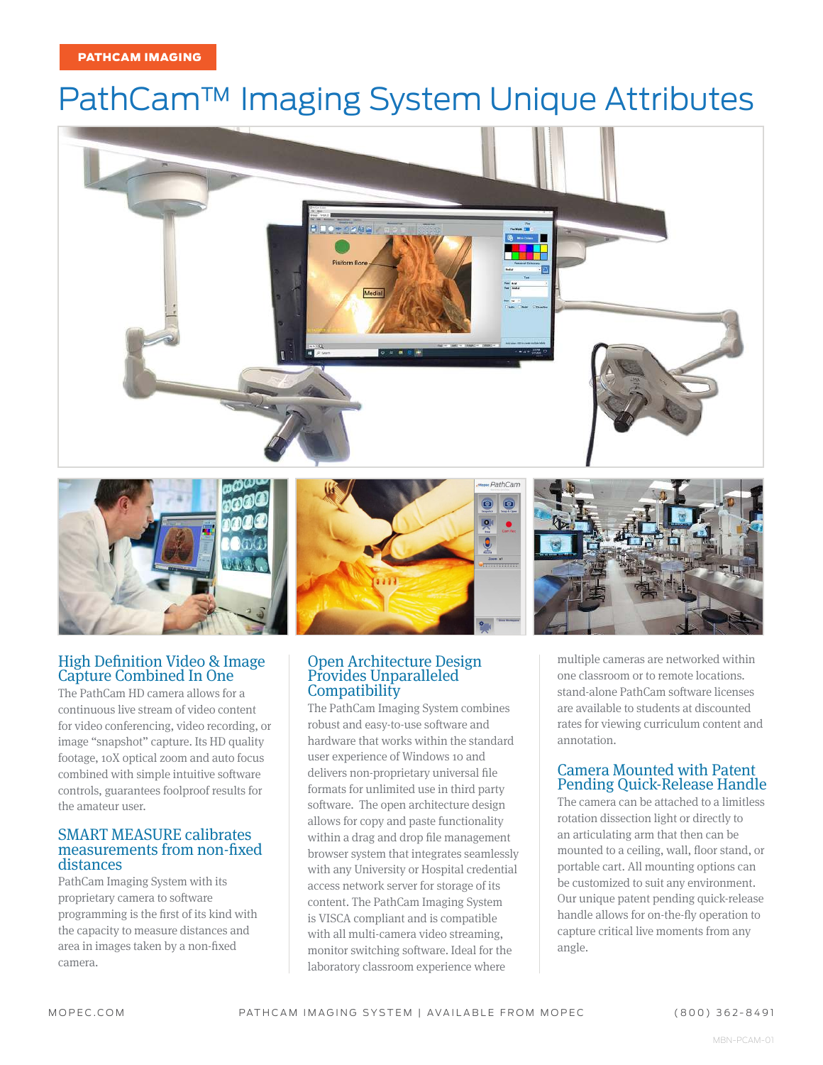PATHCAM IMAGING

# PathCam™ Imaging System Unique Attributes

## High Definition Video & Image Capture Combined In One

The PathCam HD camera allows for a continuous live stream of video content for video conferencing, video recording, or image "snapshot" capture. Its HD quality footage, 10X optical zoom and auto focus combined with simple intuitive software controls, guarantees foolproof results for the amateur user.

## SMART MEASURE calibrates measurements from non-fixed distances

PathCam Imaging System with its proprietary camera to software programming is the first of its kind with the capacity to measure distances and area in images taken by a non-fixed camera.

## Open Architecture Design Provides Unparalleled Compatibility

The PathCam Imaging System combines robust and easy-to-use software and hardware that works within the standard user experience of Windows 10 and delivers non-proprietary universal file formats for unlimited use in third party software. The open architecture design allows for copy and paste functionality within a drag and drop file management browser system that integrates seamlessly with any University or Hospital credential access network server for storage of its content. The PathCam Imaging System is VISCA compliant and is compatible with all multi-camera video streaming, monitor switching software. Ideal for the laboratory classroom experience where multiple cameras are networked within one classroom or to remote locations. stand-alone PathCam software licenses are available to students at discounted rates for viewing curriculum content and annotation.

## Camera Mounted with Patent Pending Quick-Release Handle

The camera can be attached to a limitless rotation dissection light or directly to an articulating arm that then can be mounted to a ceiling, wall, floor stand, or portable cart. All mounting options can be customized to suit any environment. Our unique patent pending quick-release handle allows for on-the-fly operation to capture critical live moments from any angle.

MOPEC.COM PATHCAM IMAGING SYSTEM | AVAILABLE FROM MOPEC (800) 362-8491

MBN-PCAM-01